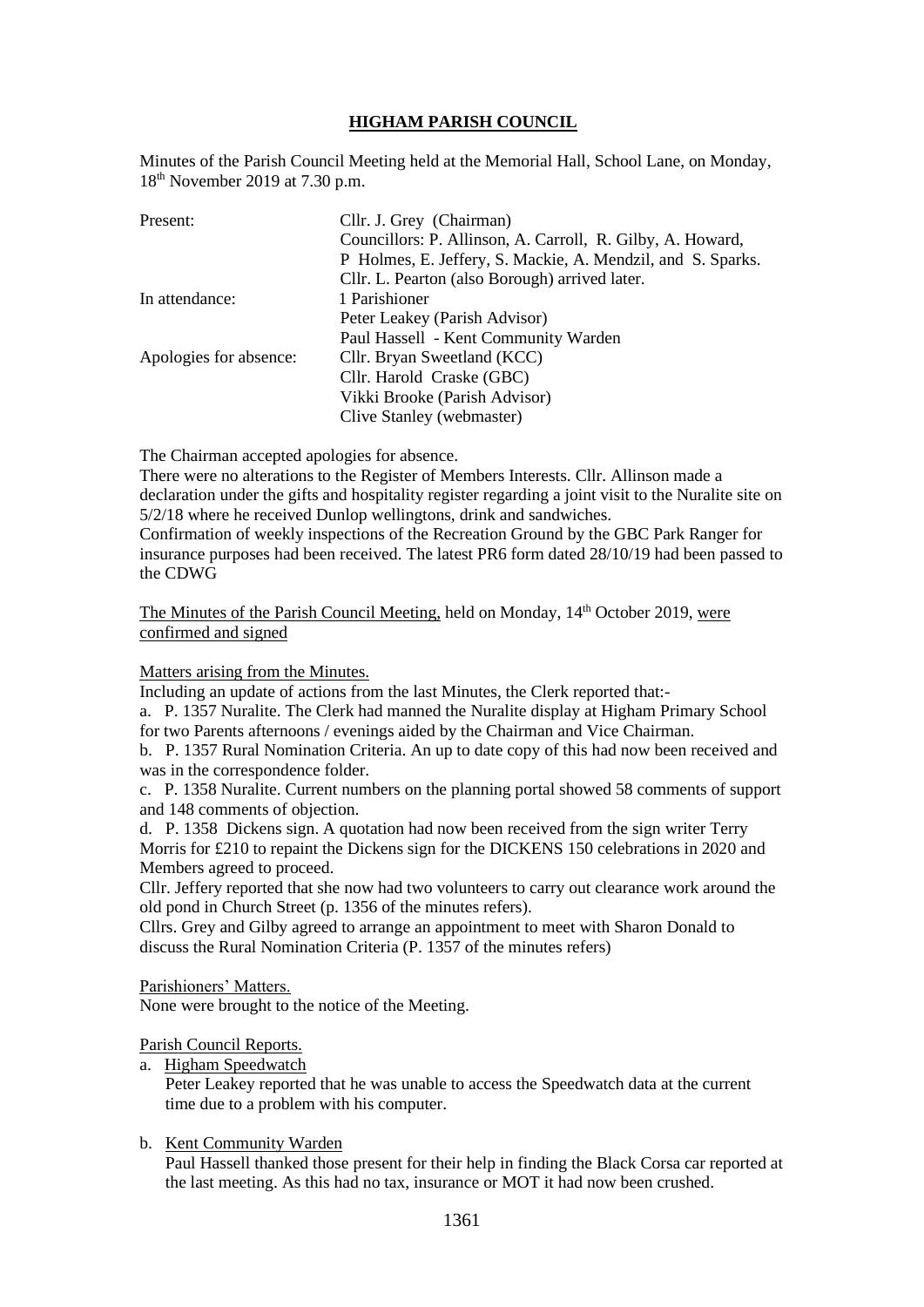**HIGHAM PARISH COUNCIL**

Minutes of the Parish Council Meeting held at the Memorial Hall, School Lane, on Monday, 18th November 2019 at 7.30 p.m.

| | |
|---|---|
| Present: | Cllr. J. Grey (Chairman) |
| | Councillors: P. Allinson, A. Carroll, R. Gilby, A. Howard, P Holmes, E. Jeffery, S. Mackie, A. Mendzil, and S. Sparks. |
| | Cllr. L. Pearton (also Borough) arrived later. |
| In attendance: | 1 Parishioner |
| | Peter Leakey (Parish Advisor) |
| | Paul Hassell - Kent Community Warden |
| Apologies for absence: | Cllr. Bryan Sweetland (KCC) |
| | Cllr. Harold Craske (GBC) |
| | Vikki Brooke (Parish Advisor) |
| | Clive Stanley (webmaster) |

The Chairman accepted apologies for absence.

There were no alterations to the Register of Members Interests. Cllr. Allinson made a declaration under the gifts and hospitality register regarding a joint visit to the Nuralite site on 5/2/18 where he received Dunlop wellingtons, drink and sandwiches.

Confirmation of weekly inspections of the Recreation Ground by the GBC Park Ranger for insurance purposes had been received. The latest PR6 form dated 28/10/19 had been passed to the CDWG

The Minutes of the Parish Council Meeting, held on Monday, 14th October 2019, were confirmed and signed

Matters arising from the Minutes.

Including an update of actions from the last Minutes, the Clerk reported that:-

a. P. 1357 Nuralite. The Clerk had manned the Nuralite display at Higham Primary School for two Parents afternoons / evenings aided by the Chairman and Vice Chairman.

b. P. 1357 Rural Nomination Criteria. An up to date copy of this had now been received and was in the correspondence folder.

c. P. 1358 Nuralite. Current numbers on the planning portal showed 58 comments of support and 148 comments of objection.

d. P. 1358 Dickens sign. A quotation had now been received from the sign writer Terry Morris for £210 to repaint the Dickens sign for the DICKENS 150 celebrations in 2020 and Members agreed to proceed.

Cllr. Jeffery reported that she now had two volunteers to carry out clearance work around the old pond in Church Street (p. 1356 of the minutes refers).

Cllrs. Grey and Gilby agreed to arrange an appointment to meet with Sharon Donald to discuss the Rural Nomination Criteria (P. 1357 of the minutes refers)

Parishioners' Matters.

None were brought to the notice of the Meeting.

Parish Council Reports.

a. Higham Speedwatch

Peter Leakey reported that he was unable to access the Speedwatch data at the current time due to a problem with his computer.

b. Kent Community Warden

Paul Hassell thanked those present for their help in finding the Black Corsa car reported at the last meeting. As this had no tax, insurance or MOT it had now been crushed.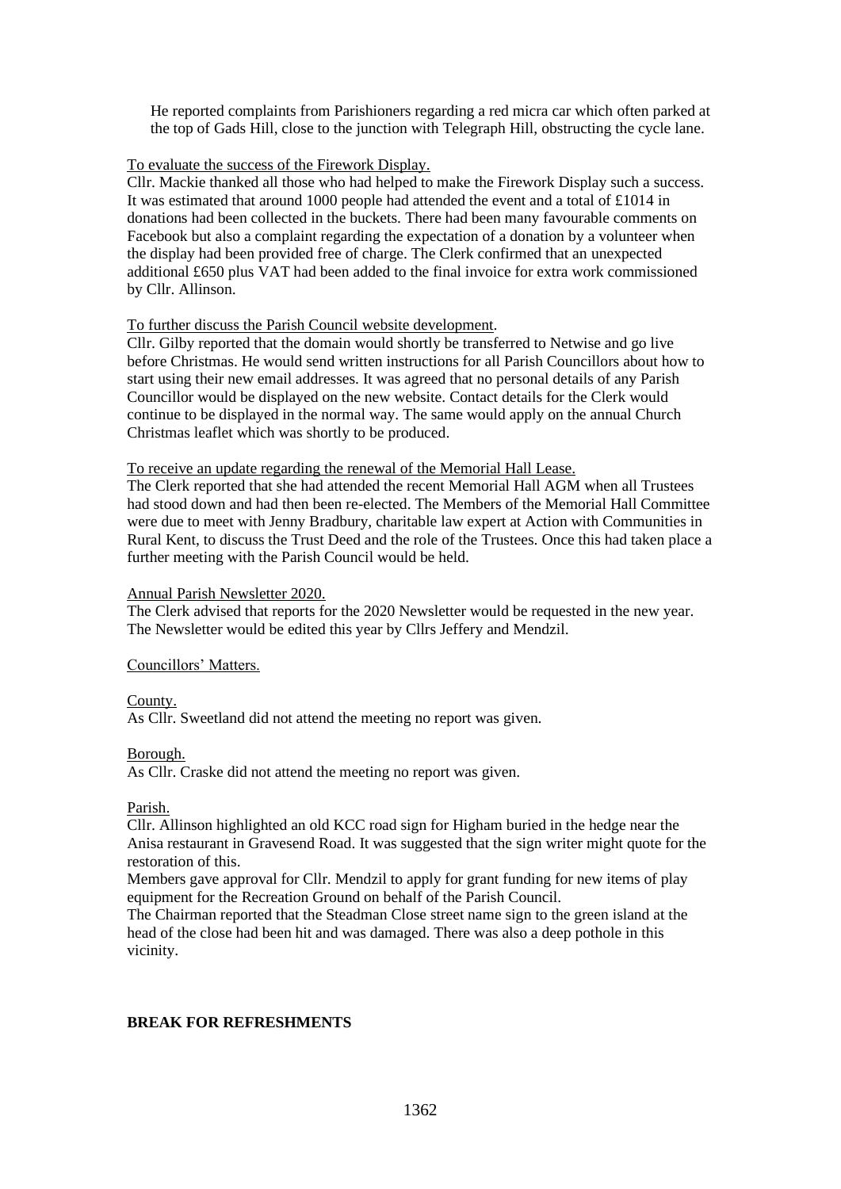He reported complaints from Parishioners regarding a red micra car which often parked at the top of Gads Hill, close to the junction with Telegraph Hill, obstructing the cycle lane.

To evaluate the success of the Firework Display.

Cllr. Mackie thanked all those who had helped to make the Firework Display such a success. It was estimated that around 1000 people had attended the event and a total of £1014 in donations had been collected in the buckets. There had been many favourable comments on Facebook but also a complaint regarding the expectation of a donation by a volunteer when the display had been provided free of charge. The Clerk confirmed that an unexpected additional £650 plus VAT had been added to the final invoice for extra work commissioned by Cllr. Allinson.

To further discuss the Parish Council website development.

Cllr. Gilby reported that the domain would shortly be transferred to Netwise and go live before Christmas. He would send written instructions for all Parish Councillors about how to start using their new email addresses. It was agreed that no personal details of any Parish Councillor would be displayed on the new website. Contact details for the Clerk would continue to be displayed in the normal way. The same would apply on the annual Church Christmas leaflet which was shortly to be produced.

To receive an update regarding the renewal of the Memorial Hall Lease.

The Clerk reported that she had attended the recent Memorial Hall AGM when all Trustees had stood down and had then been re-elected. The Members of the Memorial Hall Committee were due to meet with Jenny Bradbury, charitable law expert at Action with Communities in Rural Kent, to discuss the Trust Deed and the role of the Trustees. Once this had taken place a further meeting with the Parish Council would be held.

Annual Parish Newsletter 2020.

The Clerk advised that reports for the 2020 Newsletter would be requested in the new year. The Newsletter would be edited this year by Cllrs Jeffery and Mendzil.

Councillors' Matters.

County.

As Cllr. Sweetland did not attend the meeting no report was given.

Borough.

As Cllr. Craske did not attend the meeting no report was given.

Parish.

Cllr. Allinson highlighted an old KCC road sign for Higham buried in the hedge near the Anisa restaurant in Gravesend Road. It was suggested that the sign writer might quote for the restoration of this.

Members gave approval for Cllr. Mendzil to apply for grant funding for new items of play equipment for the Recreation Ground on behalf of the Parish Council.

The Chairman reported that the Steadman Close street name sign to the green island at the head of the close had been hit and was damaged. There was also a deep pothole in this vicinity.

**BREAK FOR REFRESHMENTS**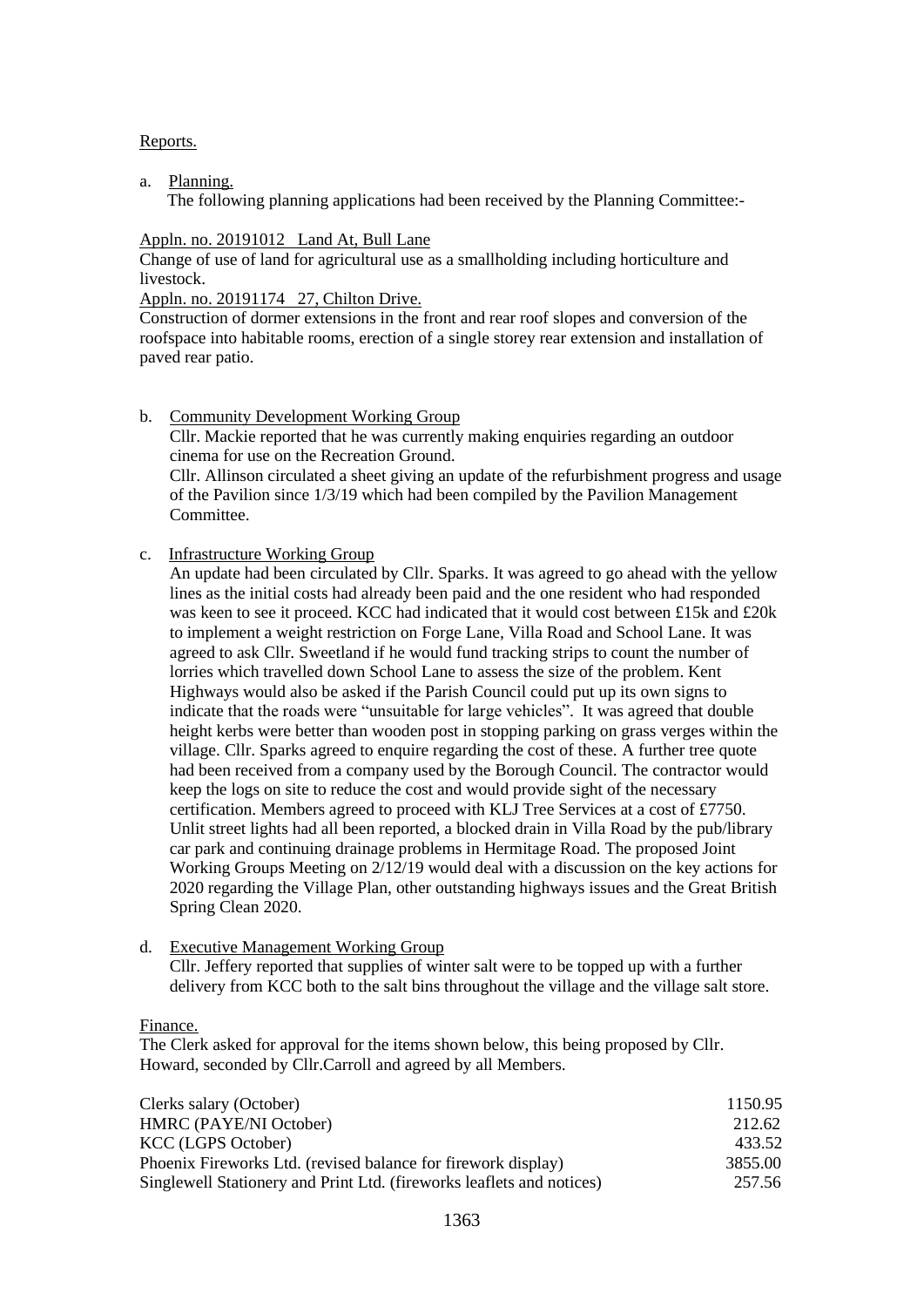Reports.

a. Planning.

The following planning applications had been received by the Planning Committee:-

Appln. no. 20191012 Land At, Bull Lane

Change of use of land for agricultural use as a smallholding including horticulture and livestock.

Appln. no. 20191174 27, Chilton Drive.

Construction of dormer extensions in the front and rear roof slopes and conversion of the roofspace into habitable rooms, erection of a single storey rear extension and installation of paved rear patio.

b. Community Development Working Group

Cllr. Mackie reported that he was currently making enquiries regarding an outdoor cinema for use on the Recreation Ground.

Cllr. Allinson circulated a sheet giving an update of the refurbishment progress and usage of the Pavilion since 1/3/19 which had been compiled by the Pavilion Management Committee.

c. Infrastructure Working Group

An update had been circulated by Cllr. Sparks. It was agreed to go ahead with the yellow lines as the initial costs had already been paid and the one resident who had responded was keen to see it proceed. KCC had indicated that it would cost between £15k and £20k to implement a weight restriction on Forge Lane, Villa Road and School Lane. It was agreed to ask Cllr. Sweetland if he would fund tracking strips to count the number of lorries which travelled down School Lane to assess the size of the problem. Kent Highways would also be asked if the Parish Council could put up its own signs to indicate that the roads were "unsuitable for large vehicles". It was agreed that double height kerbs were better than wooden post in stopping parking on grass verges within the village. Cllr. Sparks agreed to enquire regarding the cost of these. A further tree quote had been received from a company used by the Borough Council. The contractor would keep the logs on site to reduce the cost and would provide sight of the necessary certification. Members agreed to proceed with KLJ Tree Services at a cost of £7750. Unlit street lights had all been reported, a blocked drain in Villa Road by the pub/library car park and continuing drainage problems in Hermitage Road. The proposed Joint Working Groups Meeting on 2/12/19 would deal with a discussion on the key actions for 2020 regarding the Village Plan, other outstanding highways issues and the Great British Spring Clean 2020.

d. Executive Management Working Group

Cllr. Jeffery reported that supplies of winter salt were to be topped up with a further delivery from KCC both to the salt bins throughout the village and the village salt store.

Finance.

The Clerk asked for approval for the items shown below, this being proposed by Cllr. Howard, seconded by Cllr.Carroll and agreed by all Members.

| | |
|---|---|
| Clerks salary (October) | 1150.95 |
| HMRC (PAYE/NI October) | 212.62 |
| KCC (LGPS October) | 433.52 |
| Phoenix Fireworks Ltd. (revised balance for firework display) | 3855.00 |
| Singlewell Stationery and Print Ltd. (fireworks leaflets and notices) | 257.56 |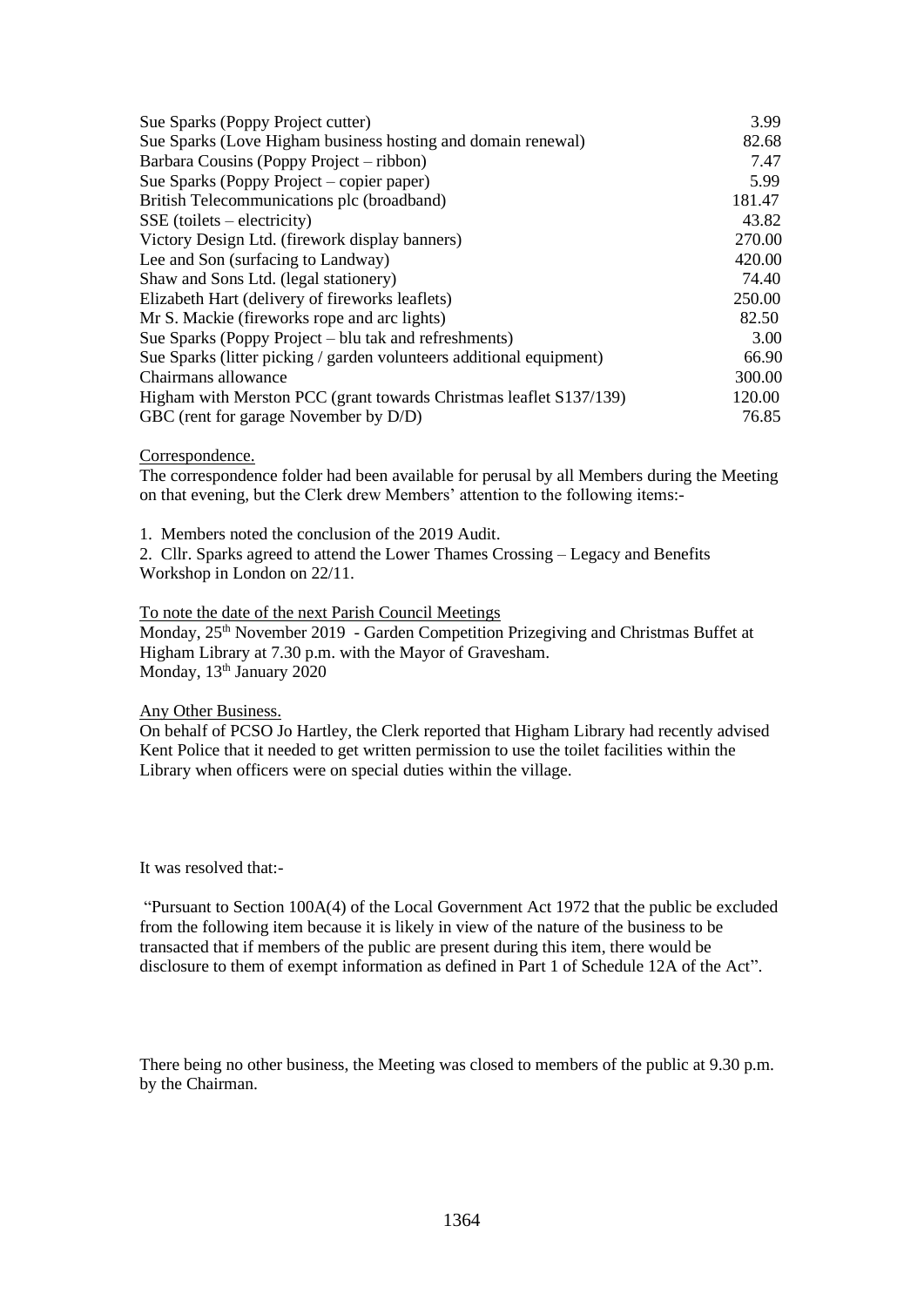| | |
|---|---|
| Sue Sparks (Poppy Project cutter) | 3.99 |
| Sue Sparks (Love Higham business hosting and domain renewal) | 82.68 |
| Barbara Cousins (Poppy Project – ribbon) | 7.47 |
| Sue Sparks (Poppy Project – copier paper) | 5.99 |
| British Telecommunications plc (broadband) | 181.47 |
| SSE (toilets – electricity) | 43.82 |
| Victory Design Ltd. (firework display banners) | 270.00 |
| Lee and Son (surfacing to Landway) | 420.00 |
| Shaw and Sons Ltd. (legal stationery) | 74.40 |
| Elizabeth Hart (delivery of fireworks leaflets) | 250.00 |
| Mr S. Mackie (fireworks rope and arc lights) | 82.50 |
| Sue Sparks (Poppy Project – blu tak and refreshments) | 3.00 |
| Sue Sparks (litter picking / garden volunteers additional equipment) | 66.90 |
| Chairmans allowance | 300.00 |
| Higham with Merston PCC (grant towards Christmas leaflet S137/139) | 120.00 |
| GBC (rent for garage November by D/D) | 76.85 |

Correspondence.

The correspondence folder had been available for perusal by all Members during the Meeting on that evening, but the Clerk drew Members' attention to the following items:-

1. Members noted the conclusion of the 2019 Audit.
2. Cllr. Sparks agreed to attend the Lower Thames Crossing – Legacy and Benefits Workshop in London on 22/11.

To note the date of the next Parish Council Meetings

Monday, 25th November 2019 - Garden Competition Prizegiving and Christmas Buffet at Higham Library at 7.30 p.m. with the Mayor of Gravesham.

Monday, 13th January 2020

Any Other Business.

On behalf of PCSO Jo Hartley, the Clerk reported that Higham Library had recently advised Kent Police that it needed to get written permission to use the toilet facilities within the Library when officers were on special duties within the village.

It was resolved that:-

"Pursuant to Section 100A(4) of the Local Government Act 1972 that the public be excluded from the following item because it is likely in view of the nature of the business to be transacted that if members of the public are present during this item, there would be disclosure to them of exempt information as defined in Part 1 of Schedule 12A of the Act".

There being no other business, the Meeting was closed to members of the public at 9.30 p.m. by the Chairman.